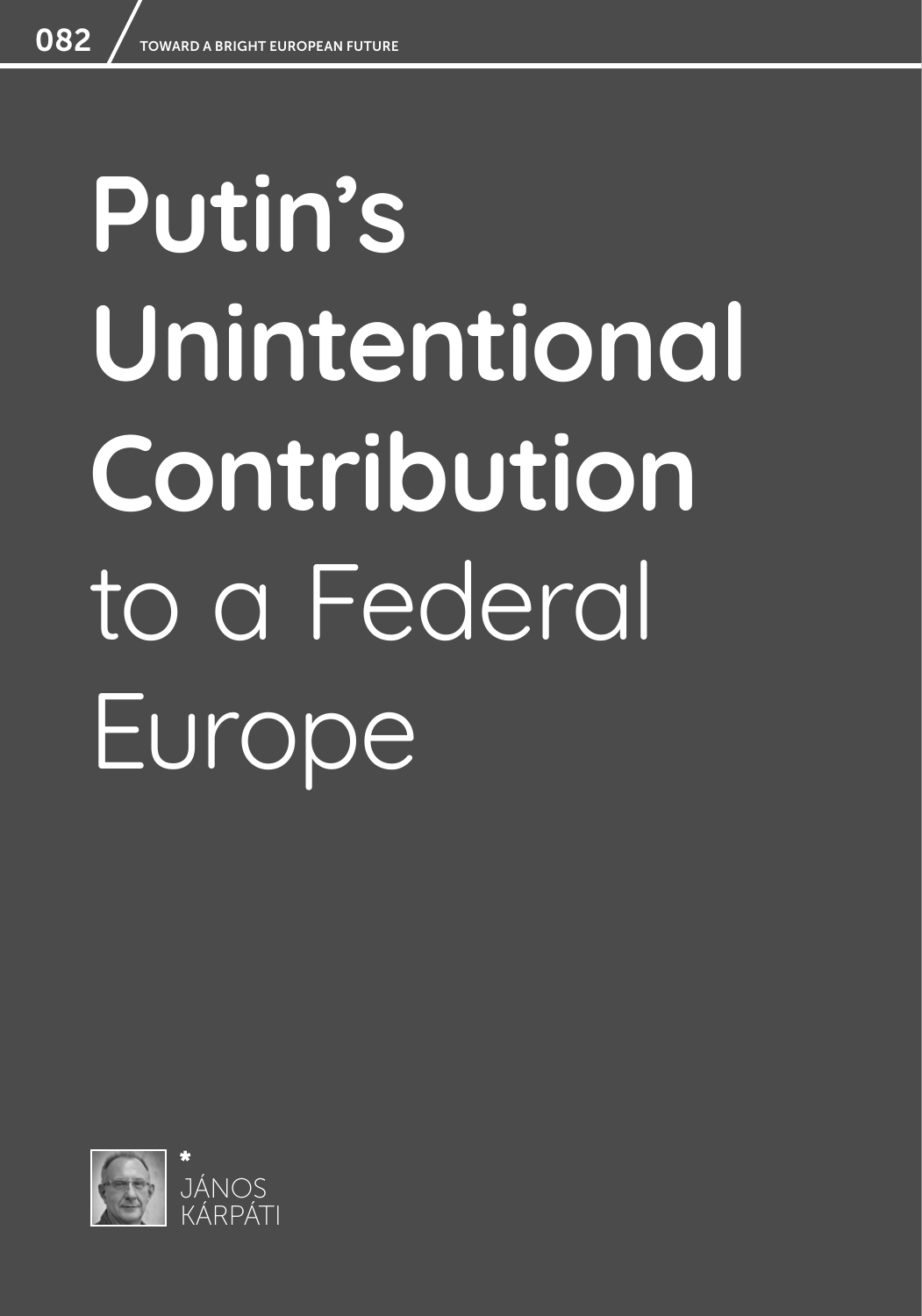# Putin's Unintentional Contribution to a Federal Europe

JÁNOS KÁRPÁTI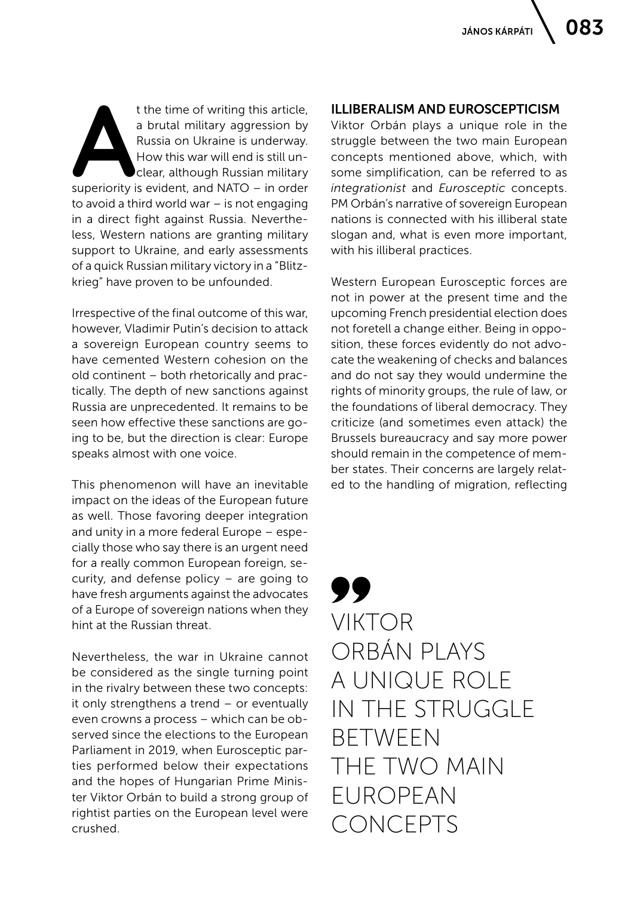At the time of writing this article, a brutal military aggression by Russia on Ukraine is underway. How this war will end is still unclear, although Russian military superiority is evident, and NATO – in order to avoid a third world war – is not engaging in a direct fight against Russia. Nevertheless, Western nations are granting military support to Ukraine, and early assessments of a quick Russian military victory in a "Blitzkrieg" have proven to be unfounded.

Irrespective of the final outcome of this war, however, Vladimir Putin's decision to attack a sovereign European country seems to have cemented Western cohesion on the old continent – both rhetorically and practically. The depth of new sanctions against Russia are unprecedented. It remains to be seen how effective these sanctions are going to be, but the direction is clear: Europe speaks almost with one voice.

This phenomenon will have an inevitable impact on the ideas of the European future as well. Those favoring deeper integration and unity in a more federal Europe – especially those who say there is an urgent need for a really common European foreign, security, and defense policy – are going to have fresh arguments against the advocates of a Europe of sovereign nations when they hint at the Russian threat.

Nevertheless, the war in Ukraine cannot be considered as the single turning point in the rivalry between these two concepts: it only strengthens a trend – or eventually even crowns a process – which can be observed since the elections to the European Parliament in 2019, when Eurosceptic parties performed below their expectations and the hopes of Hungarian Prime Minister Viktor Orbán to build a strong group of rightist parties on the European level were crushed.

## ILLIBERALISM AND EUROSCEPTICISM

Viktor Orbán plays a unique role in the struggle between the two main European concepts mentioned above, which, with some simplification, can be referred to as *integrationist* and *Eurosceptic* concepts. PM Orbán's narrative of sovereign European nations is connected with his illiberal state slogan and, what is even more important, with his illiberal practices.

Western European Eurosceptic forces are not in power at the present time and the upcoming French presidential election does not foretell a change either. Being in opposition, these forces evidently do not advocate the weakening of checks and balances and do not say they would undermine the rights of minority groups, the rule of law, or the foundations of liberal democracy. They criticize (and sometimes even attack) the Brussels bureaucracy and say more power should remain in the competence of member states. Their concerns are largely related to the handling of migration, reflecting

> VIKTOR ORBÁN PLAYS A UNIQUE ROLE IN THE STRUGGLE BETWEEN THE TWO MAIN EUROPEAN CONCEPTS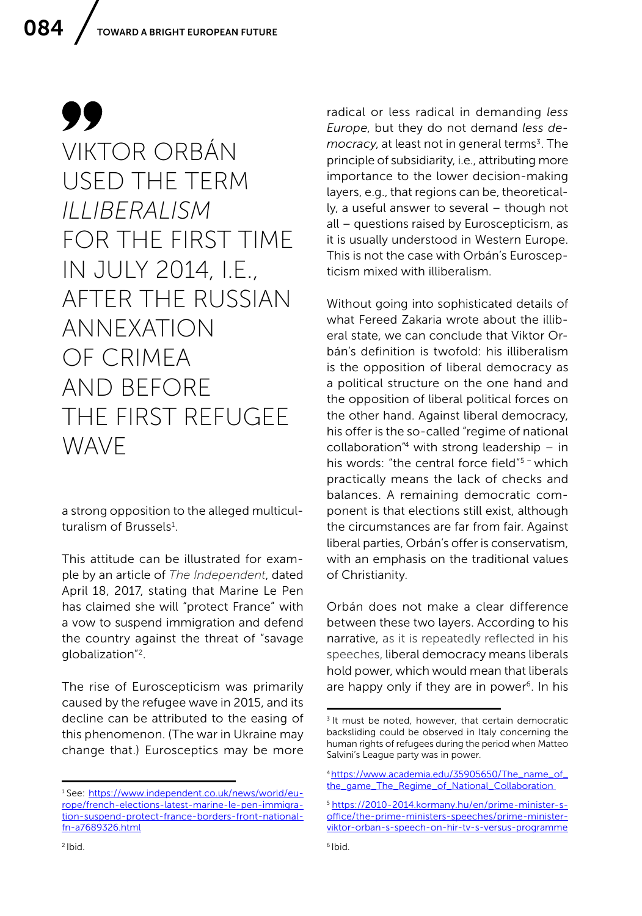> VIKTOR ORBÁN USED THE TERM *ILLIBERALISM* FOR THE FIRST TIME IN JULY 2014, I.E., AFTER THE RUSSIAN ANNEXATION OF CRIMEA AND BEFORE THE FIRST REFUGEE WAVE

a strong opposition to the alleged multiculturalism of Brussels[1].

This attitude can be illustrated for example by an article of *The Independent*, dated April 18, 2017, stating that Marine Le Pen has claimed she will "protect France" with a vow to suspend immigration and defend the country against the threat of "savage globalization"[2].

The rise of Euroscepticism was primarily caused by the refugee wave in 2015, and its decline can be attributed to the easing of this phenomenon. (The war in Ukraine may change that.) Eurosceptics may be more radical or less radical in demanding *less Europe*, but they do not demand *less democracy*, at least not in general terms[3]. The principle of subsidiarity, i.e., attributing more importance to the lower decision-making layers, e.g., that regions can be, theoretically, a useful answer to several – though not all – questions raised by Euroscepticism, as it is usually understood in Western Europe. This is not the case with Orbán's Euroscepticism mixed with illiberalism.

Without going into sophisticated details of what Fereed Zakaria wrote about the illiberal state, we can conclude that Viktor Orbán's definition is twofold: his illiberalism is the opposition of liberal democracy as a political structure on the one hand and the opposition of liberal political forces on the other hand. Against liberal democracy, his offer is the so-called "regime of national collaboration"[4] with strong leadership – in his words: "the central force field"[5] – which practically means the lack of checks and balances. A remaining democratic component is that elections still exist, although the circumstances are far from fair. Against liberal parties, Orbán's offer is conservatism, with an emphasis on the traditional values of Christianity.

Orbán does not make a clear difference between these two layers. According to his narrative, as it is repeatedly reflected in his speeches, liberal democracy means liberals hold power, which would mean that liberals are happy only if they are in power[6]. In his

---

[1] See: https://www.independent.co.uk/news/world/europe/french-elections-latest-marine-le-pen-immigration-suspend-protect-france-borders-front-national-fn-a7689326.html

[2] Ibid.

[3] It must be noted, however, that certain democratic backsliding could be observed in Italy concerning the human rights of refugees during the period when Matteo Salvini's League party was in power.

[4] https://www.academia.edu/35905650/The_name_of_the_game_The_Regime_of_National_Collaboration

[5] https://2010-2014.kormany.hu/en/prime-minister-s-office/the-prime-ministers-speeches/prime-minister-viktor-orban-s-speech-on-hir-tv-s-versus-programme

[6] Ibid.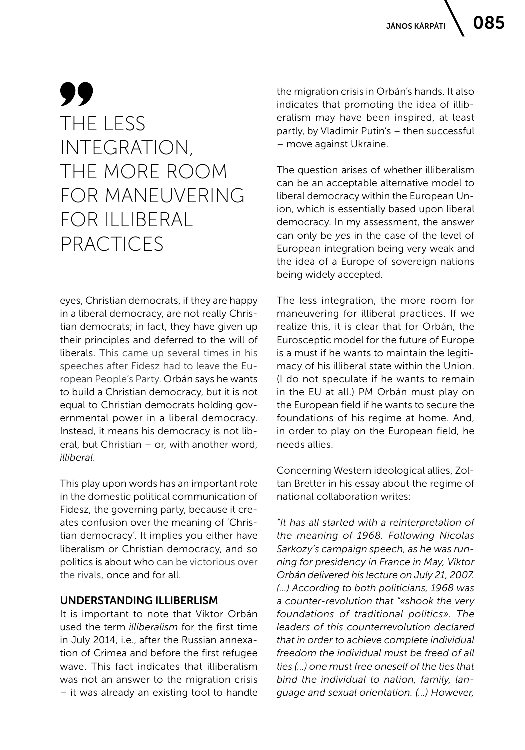> THE LESS INTEGRATION, THE MORE ROOM FOR MANEUVERING FOR ILLIBERAL PRACTICES

eyes, Christian democrats, if they are happy in a liberal democracy, are not really Christian democrats; in fact, they have given up their principles and deferred to the will of liberals. This came up several times in his speeches after Fidesz had to leave the European People's Party. Orbán says he wants to build a Christian democracy, but it is not equal to Christian democrats holding governmental power in a liberal democracy. Instead, it means his democracy is not liberal, but Christian – or, with another word, *illiberal*.

This play upon words has an important role in the domestic political communication of Fidesz, the governing party, because it creates confusion over the meaning of 'Christian democracy'. It implies you either have liberalism or Christian democracy, and so politics is about who can be victorious over the rivals, once and for all.

## UNDERSTANDING ILLIBERLISM

It is important to note that Viktor Orbán used the term *illiberalism* for the first time in July 2014, i.e., after the Russian annexation of Crimea and before the first refugee wave. This fact indicates that illiberalism was not an answer to the migration crisis – it was already an existing tool to handle the migration crisis in Orbán's hands. It also indicates that promoting the idea of illiberalism may have been inspired, at least partly, by Vladimir Putin's – then successful – move against Ukraine.

The question arises of whether illiberalism can be an acceptable alternative model to liberal democracy within the European Union, which is essentially based upon liberal democracy. In my assessment, the answer can only be *yes* in the case of the level of European integration being very weak and the idea of a Europe of sovereign nations being widely accepted.

The less integration, the more room for maneuvering for illiberal practices. If we realize this, it is clear that for Orbán, the Eurosceptic model for the future of Europe is a must if he wants to maintain the legitimacy of his illiberal state within the Union. (I do not speculate if he wants to remain in the EU at all.) PM Orbán must play on the European field if he wants to secure the foundations of his regime at home. And, in order to play on the European field, he needs allies.

Concerning Western ideological allies, Zoltan Bretter in his essay about the regime of national collaboration writes:

*"It has all started with a reinterpretation of the meaning of 1968. Following Nicolas Sarkozy's campaign speech, as he was running for presidency in France in May, Viktor Orbán delivered his lecture on July 21, 2007. (...) According to both politicians, 1968 was a counter-revolution that "«shook the very foundations of traditional politics». The leaders of this counterrevolution declared that in order to achieve complete individual freedom the individual must be freed of all ties (...) one must free oneself of the ties that bind the individual to nation, family, language and sexual orientation. (...) However,*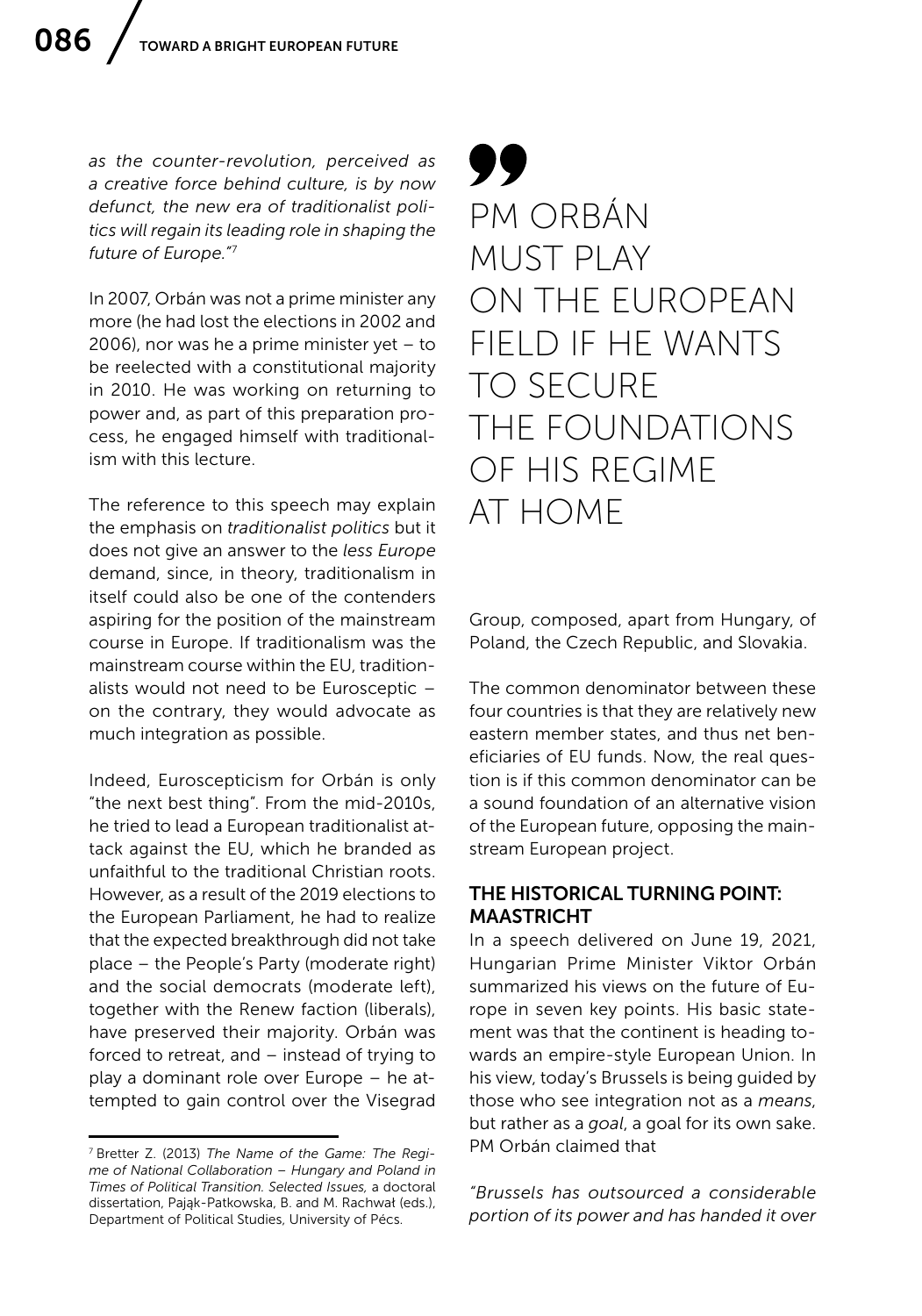*as the counter-revolution, perceived as a creative force behind culture, is by now defunct, the new era of traditionalist politics will regain its leading role in shaping the future of Europe."*[7]

In 2007, Orbán was not a prime minister any more (he had lost the elections in 2002 and 2006), nor was he a prime minister yet – to be reelected with a constitutional majority in 2010. He was working on returning to power and, as part of this preparation process, he engaged himself with traditionalism with this lecture.

The reference to this speech may explain the emphasis on *traditionalist politics* but it does not give an answer to the *less Europe* demand, since, in theory, traditionalism in itself could also be one of the contenders aspiring for the position of the mainstream course in Europe. If traditionalism was the mainstream course within the EU, traditionalists would not need to be Eurosceptic – on the contrary, they would advocate as much integration as possible.

Indeed, Euroscepticism for Orbán is only "the next best thing". From the mid-2010s, he tried to lead a European traditionalist attack against the EU, which he branded as unfaithful to the traditional Christian roots. However, as a result of the 2019 elections to the European Parliament, he had to realize that the expected breakthrough did not take place – the People's Party (moderate right) and the social democrats (moderate left), together with the Renew faction (liberals), have preserved their majority. Orbán was forced to retreat, and – instead of trying to play a dominant role over Europe – he attempted to gain control over the Visegrad Group, composed, apart from Hungary, of Poland, the Czech Republic, and Slovakia.

> PM ORBÁN MUST PLAY ON THE EUROPEAN FIELD IF HE WANTS TO SECURE THE FOUNDATIONS OF HIS REGIME AT HOME

The common denominator between these four countries is that they are relatively new eastern member states, and thus net beneficiaries of EU funds. Now, the real question is if this common denominator can be a sound foundation of an alternative vision of the European future, opposing the mainstream European project.

## THE HISTORICAL TURNING POINT: MAASTRICHT

In a speech delivered on June 19, 2021, Hungarian Prime Minister Viktor Orbán summarized his views on the future of Europe in seven key points. His basic statement was that the continent is heading towards an empire-style European Union. In his view, today's Brussels is being guided by those who see integration not as a *means*, but rather as a *goal*, a goal for its own sake. PM Orbán claimed that

*"Brussels has outsourced a considerable portion of its power and has handed it over*

[7] Bretter Z. (2013) *The Name of the Game: The Regime of National Collaboration – Hungary and Poland in Times of Political Transition. Selected Issues,* a doctoral dissertation, Pająk-Patkowska, B. and M. Rachwał (eds.), Department of Political Studies, University of Pécs.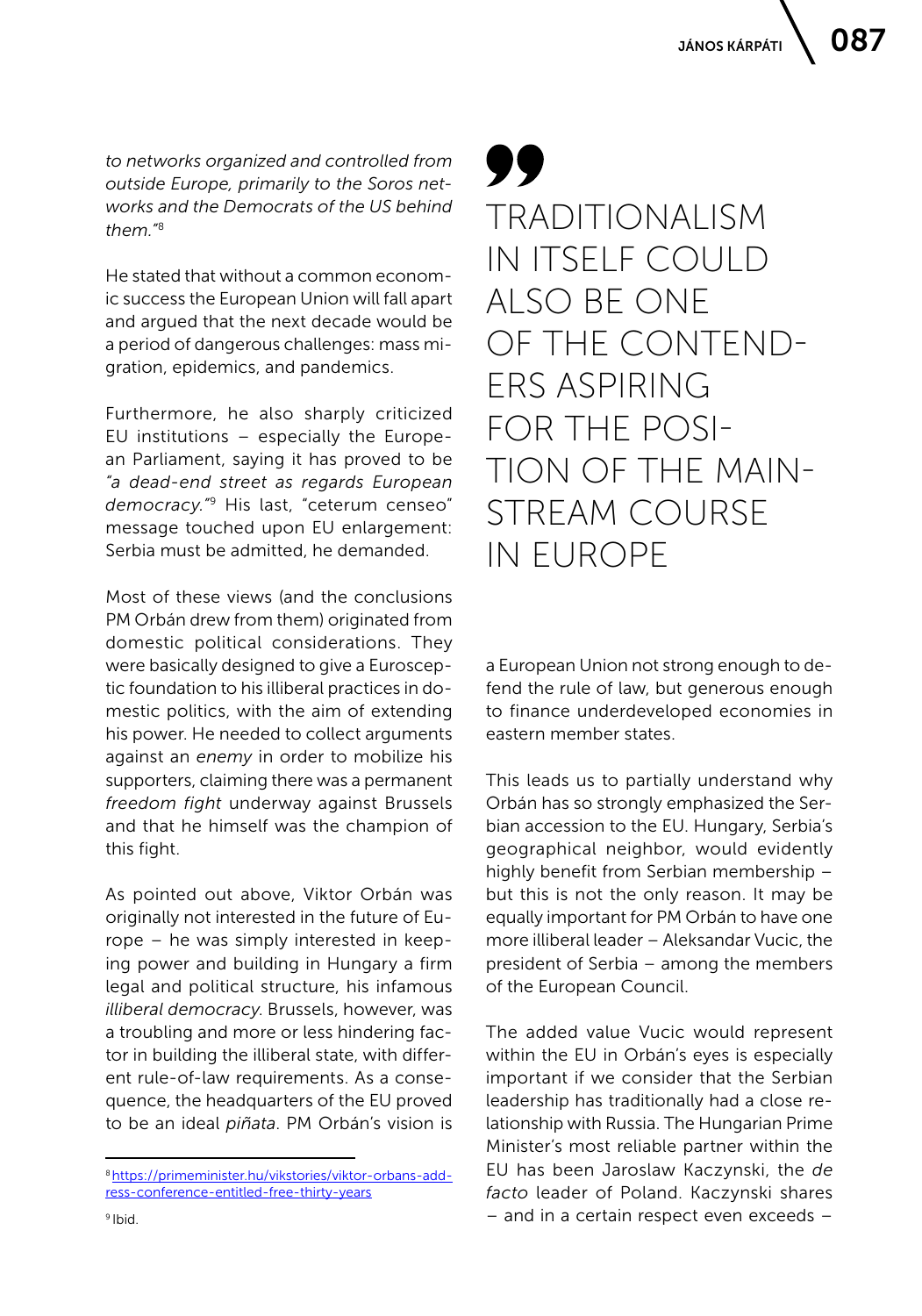*to networks organized and controlled from outside Europe, primarily to the Soros networks and the Democrats of the US behind them."*[8]

He stated that without a common economic success the European Union will fall apart and argued that the next decade would be a period of dangerous challenges: mass migration, epidemics, and pandemics.

Furthermore, he also sharply criticized EU institutions – especially the European Parliament, saying it has proved to be *"a dead-end street as regards European democracy."*[9] His last, "ceterum censeo" message touched upon EU enlargement: Serbia must be admitted, he demanded.

Most of these views (and the conclusions PM Orbán drew from them) originated from domestic political considerations. They were basically designed to give a Eurosceptic foundation to his illiberal practices in domestic politics, with the aim of extending his power. He needed to collect arguments against an *enemy* in order to mobilize his supporters, claiming there was a permanent *freedom fight* underway against Brussels and that he himself was the champion of this fight.

As pointed out above, Viktor Orbán was originally not interested in the future of Europe – he was simply interested in keeping power and building in Hungary a firm legal and political structure, his infamous *illiberal democracy*. Brussels, however, was a troubling and more or less hindering factor in building the illiberal state, with different rule-of-law requirements. As a consequence, the headquarters of the EU proved to be an ideal *piñata*. PM Orbán's vision is

> TRADITIONALISM IN ITSELF COULD ALSO BE ONE OF THE CONTENDERS ASPIRING FOR THE POSITION OF THE MAINSTREAM COURSE IN EUROPE

a European Union not strong enough to defend the rule of law, but generous enough to finance underdeveloped economies in eastern member states.

This leads us to partially understand why Orbán has so strongly emphasized the Serbian accession to the EU. Hungary, Serbia's geographical neighbor, would evidently highly benefit from Serbian membership – but this is not the only reason. It may be equally important for PM Orbán to have one more illiberal leader – Aleksandar Vucic, the president of Serbia – among the members of the European Council.

The added value Vucic would represent within the EU in Orbán's eyes is especially important if we consider that the Serbian leadership has traditionally had a close relationship with Russia. The Hungarian Prime Minister's most reliable partner within the EU has been Jaroslaw Kaczynski, the *de facto* leader of Poland. Kaczynski shares – and in a certain respect even exceeds –

---

[8] https://primeminister.hu/vikstories/viktor-orbans-address-conference-entitled-free-thirty-years

[9] Ibid.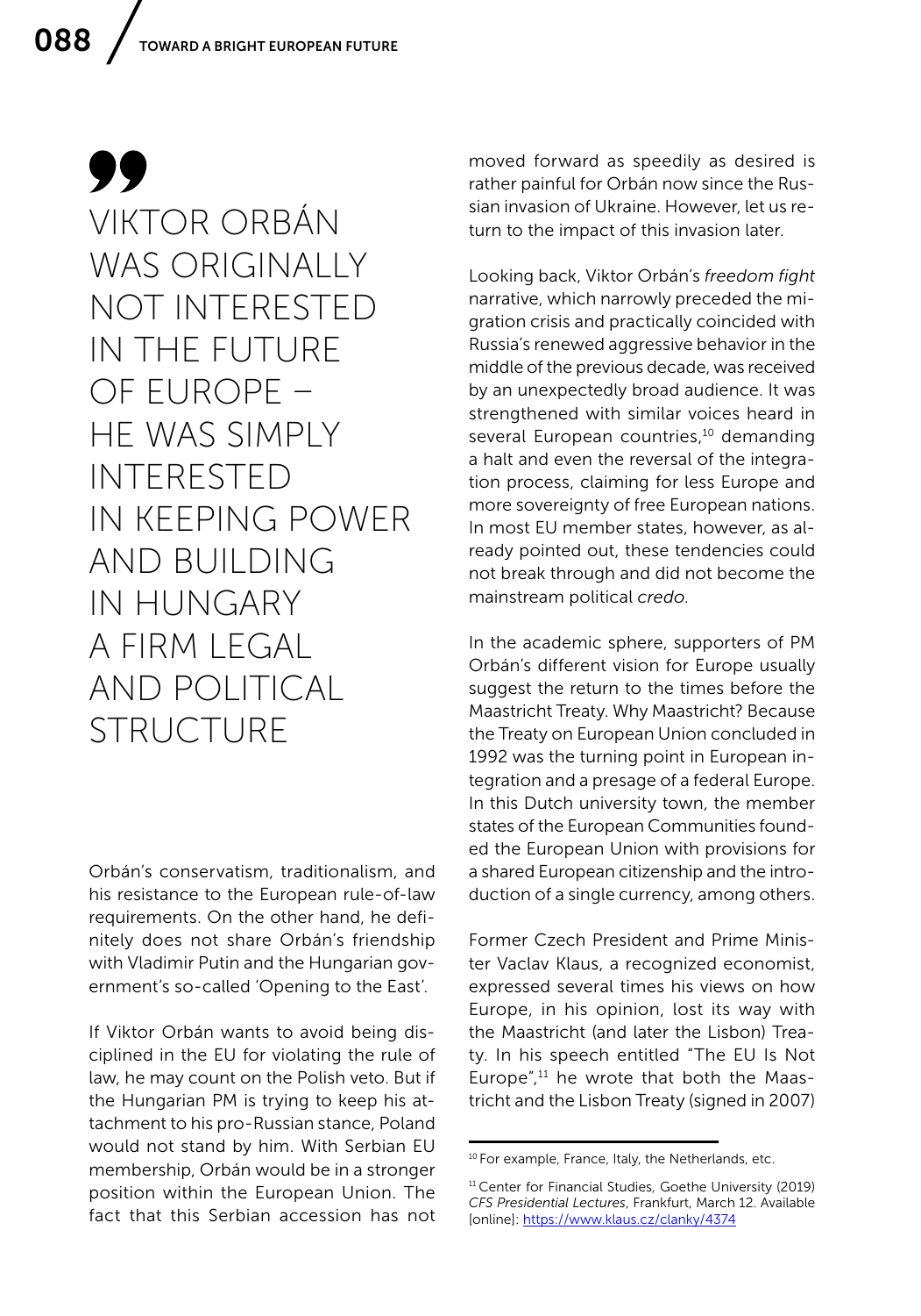> VIKTOR ORBÁN WAS ORIGINALLY NOT INTERESTED IN THE FUTURE OF EUROPE – HE WAS SIMPLY INTERESTED IN KEEPING POWER AND BUILDING IN HUNGARY A FIRM LEGAL AND POLITICAL STRUCTURE

Orbán's conservatism, traditionalism, and his resistance to the European rule-of-law requirements. On the other hand, he definitely does not share Orbán's friendship with Vladimir Putin and the Hungarian government's so-called 'Opening to the East'.

If Viktor Orbán wants to avoid being disciplined in the EU for violating the rule of law, he may count on the Polish veto. But if the Hungarian PM is trying to keep his attachment to his pro-Russian stance, Poland would not stand by him. With Serbian EU membership, Orbán would be in a stronger position within the European Union. The fact that this Serbian accession has not moved forward as speedily as desired is rather painful for Orbán now since the Russian invasion of Ukraine. However, let us return to the impact of this invasion later.

Looking back, Viktor Orbán's *freedom fight* narrative, which narrowly preceded the migration crisis and practically coincided with Russia's renewed aggressive behavior in the middle of the previous decade, was received by an unexpectedly broad audience. It was strengthened with similar voices heard in several European countries,[10] demanding a halt and even the reversal of the integration process, claiming for less Europe and more sovereignty of free European nations. In most EU member states, however, as already pointed out, these tendencies could not break through and did not become the mainstream political *credo*.

In the academic sphere, supporters of PM Orbán's different vision for Europe usually suggest the return to the times before the Maastricht Treaty. Why Maastricht? Because the Treaty on European Union concluded in 1992 was the turning point in European integration and a presage of a federal Europe. In this Dutch university town, the member states of the European Communities founded the European Union with provisions for a shared European citizenship and the introduction of a single currency, among others.

Former Czech President and Prime Minister Vaclav Klaus, a recognized economist, expressed several times his views on how Europe, in his opinion, lost its way with the Maastricht (and later the Lisbon) Treaty. In his speech entitled "The EU Is Not Europe",[11] he wrote that both the Maastricht and the Lisbon Treaty (signed in 2007)

---

[10] For example, France, Italy, the Netherlands, etc.

[11] Center for Financial Studies, Goethe University (2019) *CFS Presidential Lectures*, Frankfurt, March 12. Available [online]: https://www.klaus.cz/clanky/4374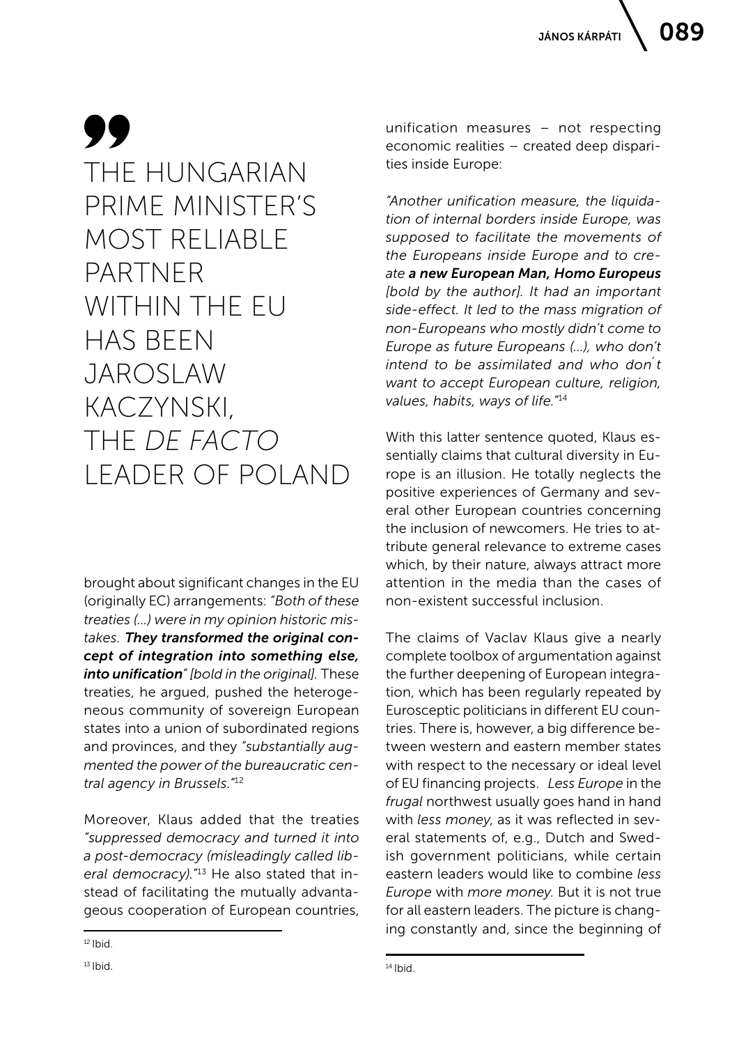> THE HUNGARIAN PRIME MINISTER'S MOST RELIABLE PARTNER WITHIN THE EU HAS BEEN JAROSLAW KACZYNSKI, THE *DE FACTO* LEADER OF POLAND

brought about significant changes in the EU (originally EC) arrangements: *"Both of these treaties (...) were in my opinion historic mistakes.* ***They transformed the original concept of integration into something else, into unification****" [bold in the original]*. These treaties, he argued, pushed the heterogeneous community of sovereign European states into a union of subordinated regions and provinces, and they *"substantially augmented the power of the bureaucratic central agency in Brussels."*[12]

Moreover, Klaus added that the treaties *"suppressed democracy and turned it into a post-democracy (misleadingly called liberal democracy)."*[13] He also stated that instead of facilitating the mutually advantageous cooperation of European countries, unification measures – not respecting economic realities – created deep disparities inside Europe:

*"Another unification measure, the liquidation of internal borders inside Europe, was supposed to facilitate the movements of the Europeans inside Europe and to create* ***a new European Man, Homo Europeus*** *[bold by the author]. It had an important side-effect. It led to the mass migration of non-Europeans who mostly didn't come to Europe as future Europeans (...), who don't intend to be assimilated and who don´t want to accept European culture, religion, values, habits, ways of life."*[14]

With this latter sentence quoted, Klaus essentially claims that cultural diversity in Europe is an illusion. He totally neglects the positive experiences of Germany and several other European countries concerning the inclusion of newcomers. He tries to attribute general relevance to extreme cases which, by their nature, always attract more attention in the media than the cases of non-existent successful inclusion.

The claims of Vaclav Klaus give a nearly complete toolbox of argumentation against the further deepening of European integration, which has been regularly repeated by Eurosceptic politicians in different EU countries. There is, however, a big difference between western and eastern member states with respect to the necessary or ideal level of EU financing projects. *Less Europe* in the *frugal* northwest usually goes hand in hand with *less money*, as it was reflected in several statements of, e.g., Dutch and Swedish government politicians, while certain eastern leaders would like to combine *less Europe* with *more money*. But it is not true for all eastern leaders. The picture is changing constantly and, since the beginning of

---

[12] Ibid.

[13] Ibid.

[14] Ibid.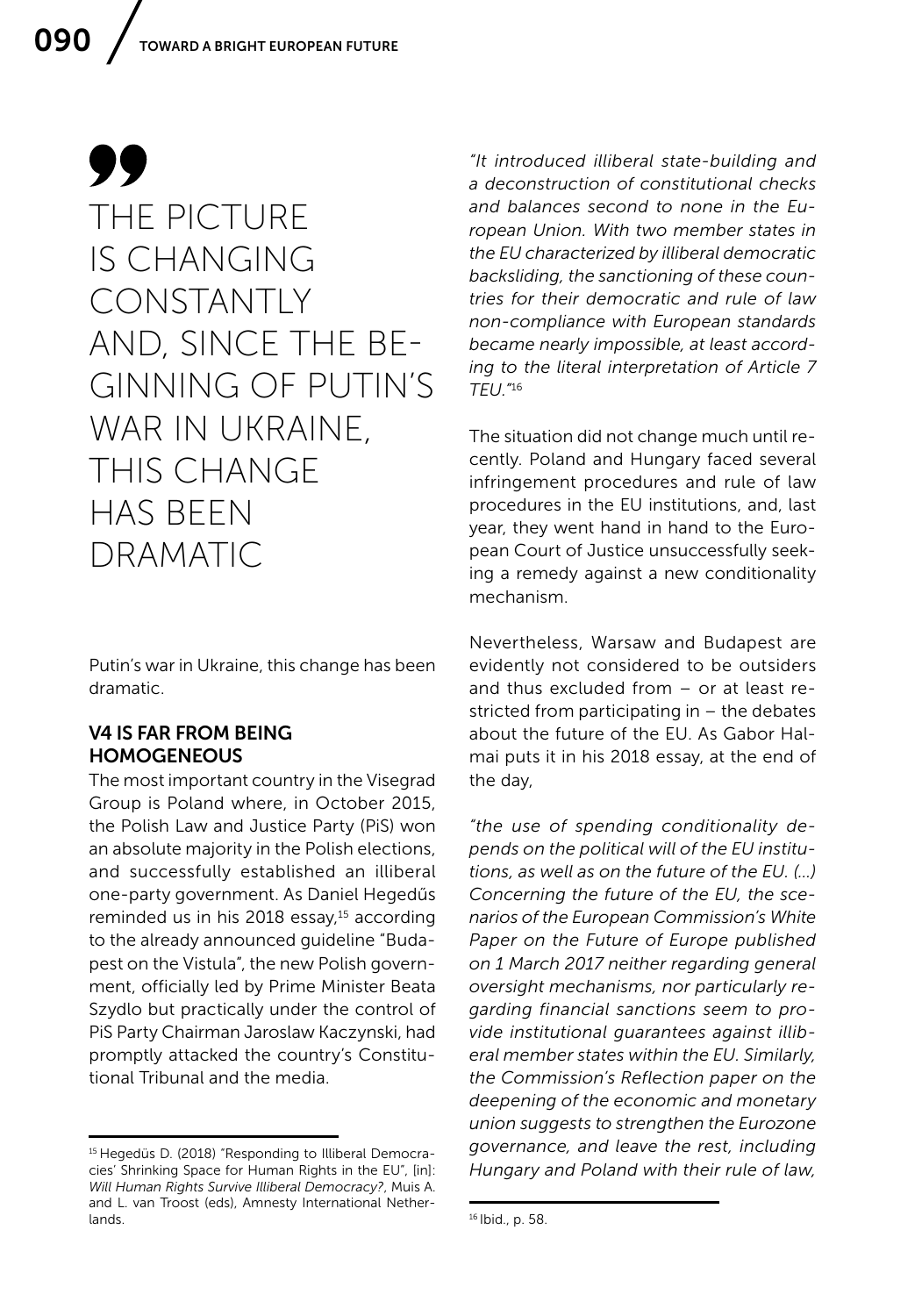> THE PICTURE IS CHANGING CONSTANTLY AND, SINCE THE BEGINNING OF PUTIN'S WAR IN UKRAINE, THIS CHANGE HAS BEEN DRAMATIC

Putin's war in Ukraine, this change has been dramatic.

### V4 IS FAR FROM BEING HOMOGENEOUS

The most important country in the Visegrad Group is Poland where, in October 2015, the Polish Law and Justice Party (PiS) won an absolute majority in the Polish elections, and successfully established an illiberal one-party government. As Daniel Hegedűs reminded us in his 2018 essay,[15] according to the already announced guideline "Budapest on the Vistula", the new Polish government, officially led by Prime Minister Beata Szydlo but practically under the control of PiS Party Chairman Jaroslaw Kaczynski, had promptly attacked the country's Constitutional Tribunal and the media.

*"It introduced illiberal state-building and a deconstruction of constitutional checks and balances second to none in the European Union. With two member states in the EU characterized by illiberal democratic backsliding, the sanctioning of these countries for their democratic and rule of law non-compliance with European standards became nearly impossible, at least according to the literal interpretation of Article 7 TEU."*[16]

The situation did not change much until recently. Poland and Hungary faced several infringement procedures and rule of law procedures in the EU institutions, and, last year, they went hand in hand to the European Court of Justice unsuccessfully seeking a remedy against a new conditionality mechanism.

Nevertheless, Warsaw and Budapest are evidently not considered to be outsiders and thus excluded from – or at least restricted from participating in – the debates about the future of the EU. As Gabor Halmai puts it in his 2018 essay, at the end of the day,

*"the use of spending conditionality depends on the political will of the EU institutions, as well as on the future of the EU. (...) Concerning the future of the EU, the scenarios of the European Commission's White Paper on the Future of Europe published on 1 March 2017 neither regarding general oversight mechanisms, nor particularly regarding financial sanctions seem to provide institutional guarantees against illiberal member states within the EU. Similarly, the Commission's Reflection paper on the deepening of the economic and monetary union suggests to strengthen the Eurozone governance, and leave the rest, including Hungary and Poland with their rule of law,*

---

[15] Hegedüs D. (2018) "Responding to Illiberal Democracies' Shrinking Space for Human Rights in the EU", [in]: *Will Human Rights Survive Illiberal Democracy?*, Muis A. and L. van Troost (eds), Amnesty International Netherlands.

[16] Ibid., p. 58.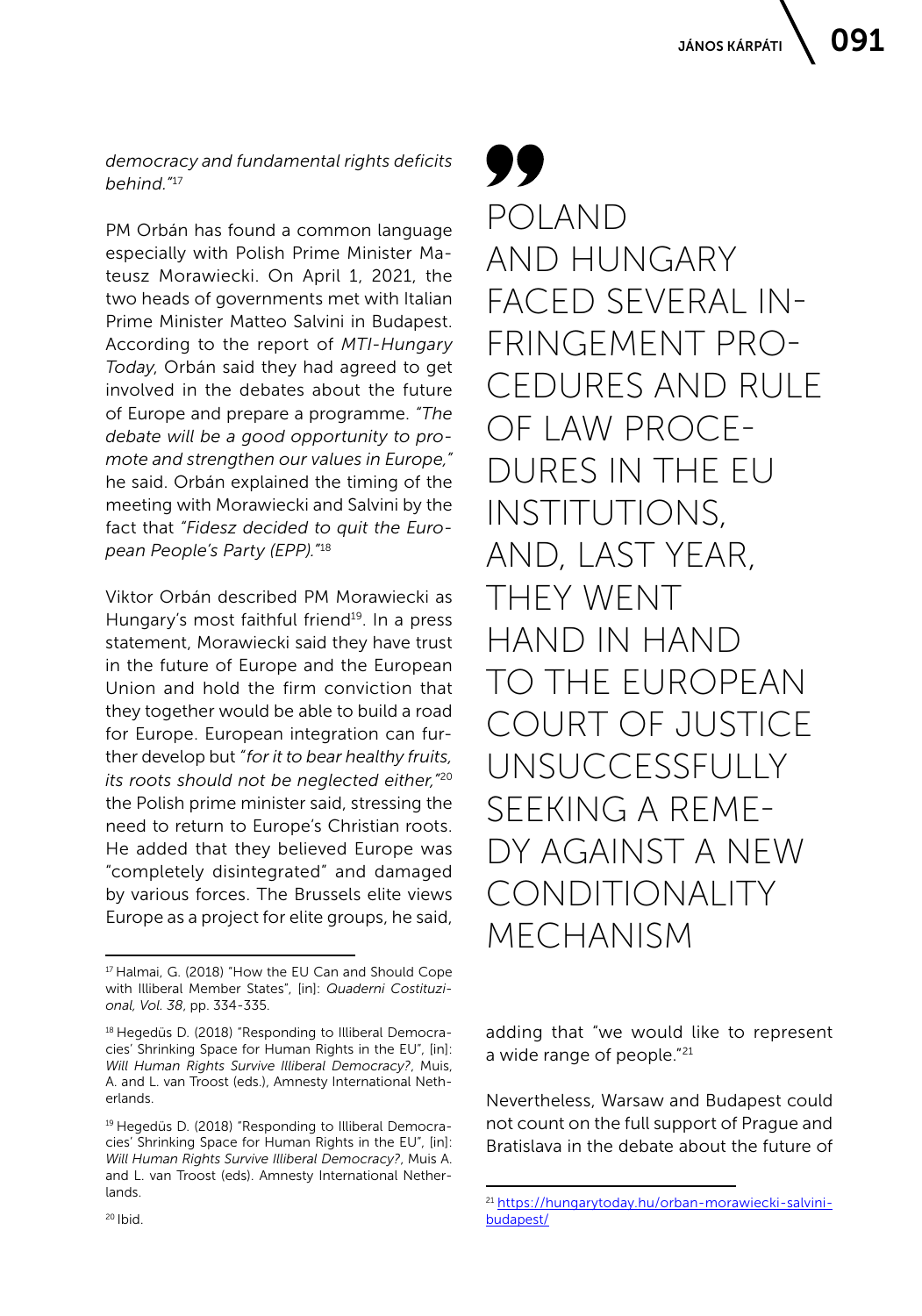*democracy and fundamental rights deficits behind."*[17]

PM Orbán has found a common language especially with Polish Prime Minister Mateusz Morawiecki. On April 1, 2021, the two heads of governments met with Italian Prime Minister Matteo Salvini in Budapest. According to the report of *MTI-Hungary Today*, Orbán said they had agreed to get involved in the debates about the future of Europe and prepare a programme. *"The debate will be a good opportunity to promote and strengthen our values in Europe,"* he said. Orbán explained the timing of the meeting with Morawiecki and Salvini by the fact that *"Fidesz decided to quit the European People's Party (EPP)."*[18]

Viktor Orbán described PM Morawiecki as Hungary's most faithful friend[19]. In a press statement, Morawiecki said they have trust in the future of Europe and the European Union and hold the firm conviction that they together would be able to build a road for Europe. European integration can further develop but *"for it to bear healthy fruits, its roots should not be neglected either,"*[20] the Polish prime minister said, stressing the need to return to Europe's Christian roots. He added that they believed Europe was "completely disintegrated" and damaged by various forces. The Brussels elite views Europe as a project for elite groups, he said, adding that "we would like to represent a wide range of people."[21]

> POLAND AND HUNGARY FACED SEVERAL INFRINGEMENT PROCEDURES AND RULE OF LAW PROCEDURES IN THE EU INSTITUTIONS, AND, LAST YEAR, THEY WENT HAND IN HAND TO THE EUROPEAN COURT OF JUSTICE UNSUCCESSFULLY SEEKING A REMEDY AGAINST A NEW CONDITIONALITY MECHANISM

Nevertheless, Warsaw and Budapest could not count on the full support of Prague and Bratislava in the debate about the future of

---

[17] Halmai, G. (2018) "How the EU Can and Should Cope with Illiberal Member States", [in]: *Quaderni Costituzional, Vol. 38*, pp. 334-335.

[18] Hegedüs D. (2018) "Responding to Illiberal Democracies' Shrinking Space for Human Rights in the EU", [in]: *Will Human Rights Survive Illiberal Democracy?*, Muis, A. and L. van Troost (eds.), Amnesty International Netherlands.

[19] Hegedüs D. (2018) "Responding to Illiberal Democracies' Shrinking Space for Human Rights in the EU", [in]: *Will Human Rights Survive Illiberal Democracy?*, Muis A. and L. van Troost (eds). Amnesty International Netherlands.

[20] Ibid.

[21] https://hungarytoday.hu/orban-morawiecki-salvini-budapest/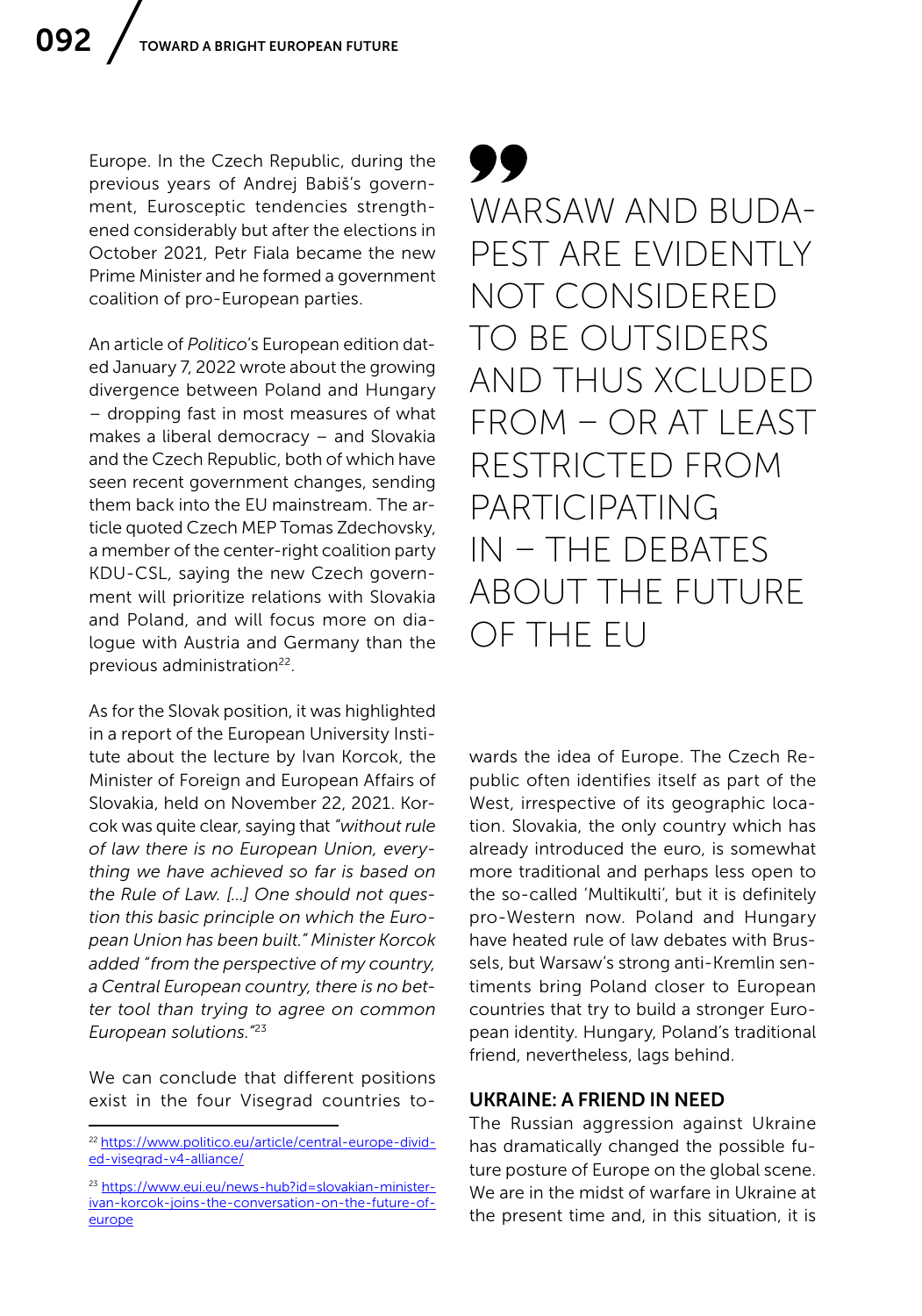Europe. In the Czech Republic, during the previous years of Andrej Babiš's government, Eurosceptic tendencies strengthened considerably but after the elections in October 2021, Petr Fiala became the new Prime Minister and he formed a government coalition of pro-European parties.

An article of *Politico*'s European edition dated January 7, 2022 wrote about the growing divergence between Poland and Hungary – dropping fast in most measures of what makes a liberal democracy – and Slovakia and the Czech Republic, both of which have seen recent government changes, sending them back into the EU mainstream. The article quoted Czech MEP Tomas Zdechovsky, a member of the center-right coalition party KDU-CSL, saying the new Czech government will prioritize relations with Slovakia and Poland, and will focus more on dialogue with Austria and Germany than the previous administration[22].

As for the Slovak position, it was highlighted in a report of the European University Institute about the lecture by Ivan Korcok, the Minister of Foreign and European Affairs of Slovakia, held on November 22, 2021. Korcok was quite clear, saying that *"without rule of law there is no European Union, everything we have achieved so far is based on the Rule of Law. [...] One should not question this basic principle on which the European Union has been built." Minister Korcok added "from the perspective of my country, a Central European country, there is no better tool than trying to agree on common European solutions."*[23]

We can conclude that different positions exist in the four Visegrad countries towards the idea of Europe. The Czech Republic often identifies itself as part of the West, irrespective of its geographic location. Slovakia, the only country which has already introduced the euro, is somewhat more traditional and perhaps less open to the so-called 'Multikulti', but it is definitely pro-Western now. Poland and Hungary have heated rule of law debates with Brussels, but Warsaw's strong anti-Kremlin sentiments bring Poland closer to European countries that try to build a stronger European identity. Hungary, Poland's traditional friend, nevertheless, lags behind.

> WARSAW AND BUDAPEST ARE EVIDENTLY NOT CONSIDERED TO BE OUTSIDERS AND THUS XCLUDED FROM – OR AT LEAST RESTRICTED FROM PARTICIPATING IN – THE DEBATES ABOUT THE FUTURE OF THE EU

## UKRAINE: A FRIEND IN NEED

The Russian aggression against Ukraine has dramatically changed the possible future posture of Europe on the global scene. We are in the midst of warfare in Ukraine at the present time and, in this situation, it is

[22] https://www.politico.eu/article/central-europe-divided-visegrad-v4-alliance/

[23] https://www.eui.eu/news-hub?id=slovakian-minister-ivan-korcok-joins-the-conversation-on-the-future-of-europe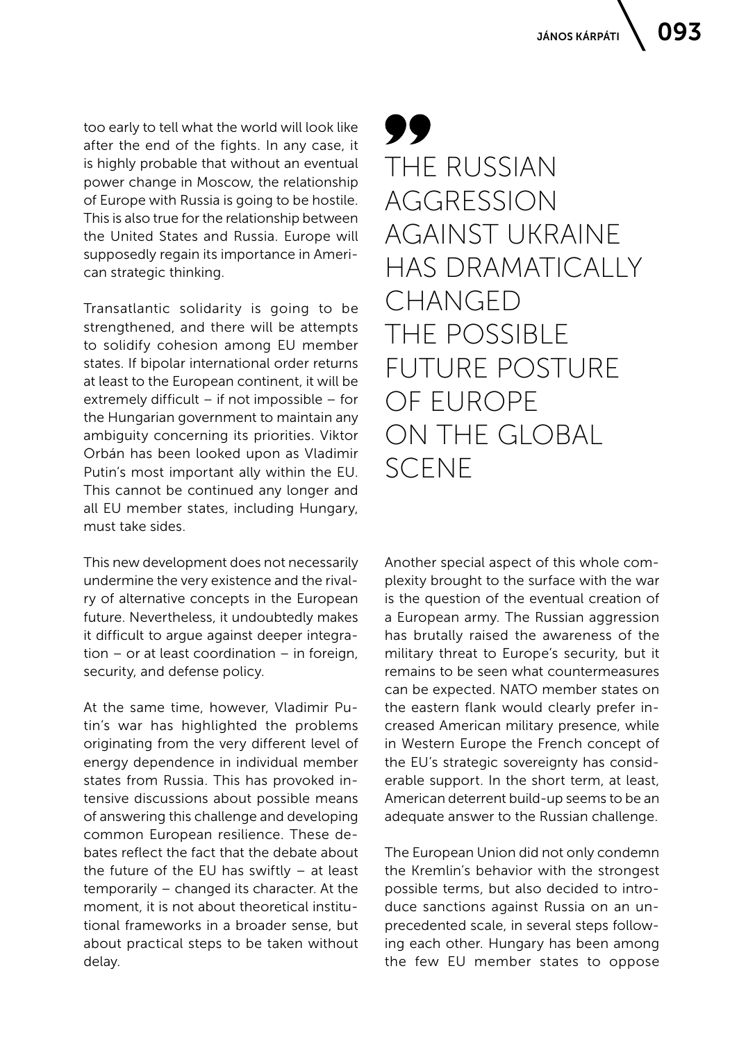too early to tell what the world will look like after the end of the fights. In any case, it is highly probable that without an eventual power change in Moscow, the relationship of Europe with Russia is going to be hostile. This is also true for the relationship between the United States and Russia. Europe will supposedly regain its importance in American strategic thinking.

Transatlantic solidarity is going to be strengthened, and there will be attempts to solidify cohesion among EU member states. If bipolar international order returns at least to the European continent, it will be extremely difficult – if not impossible – for the Hungarian government to maintain any ambiguity concerning its priorities. Viktor Orbán has been looked upon as Vladimir Putin's most important ally within the EU. This cannot be continued any longer and all EU member states, including Hungary, must take sides.

> THE RUSSIAN AGGRESSION AGAINST UKRAINE HAS DRAMATICALLY CHANGED THE POSSIBLE FUTURE POSTURE OF EUROPE ON THE GLOBAL SCENE

This new development does not necessarily undermine the very existence and the rivalry of alternative concepts in the European future. Nevertheless, it undoubtedly makes it difficult to argue against deeper integration – or at least coordination – in foreign, security, and defense policy.

At the same time, however, Vladimir Putin's war has highlighted the problems originating from the very different level of energy dependence in individual member states from Russia. This has provoked intensive discussions about possible means of answering this challenge and developing common European resilience. These debates reflect the fact that the debate about the future of the EU has swiftly – at least temporarily – changed its character. At the moment, it is not about theoretical institutional frameworks in a broader sense, but about practical steps to be taken without delay.

Another special aspect of this whole complexity brought to the surface with the war is the question of the eventual creation of a European army. The Russian aggression has brutally raised the awareness of the military threat to Europe's security, but it remains to be seen what countermeasures can be expected. NATO member states on the eastern flank would clearly prefer increased American military presence, while in Western Europe the French concept of the EU's strategic sovereignty has considerable support. In the short term, at least, American deterrent build-up seems to be an adequate answer to the Russian challenge.

The European Union did not only condemn the Kremlin's behavior with the strongest possible terms, but also decided to introduce sanctions against Russia on an unprecedented scale, in several steps following each other. Hungary has been among the few EU member states to oppose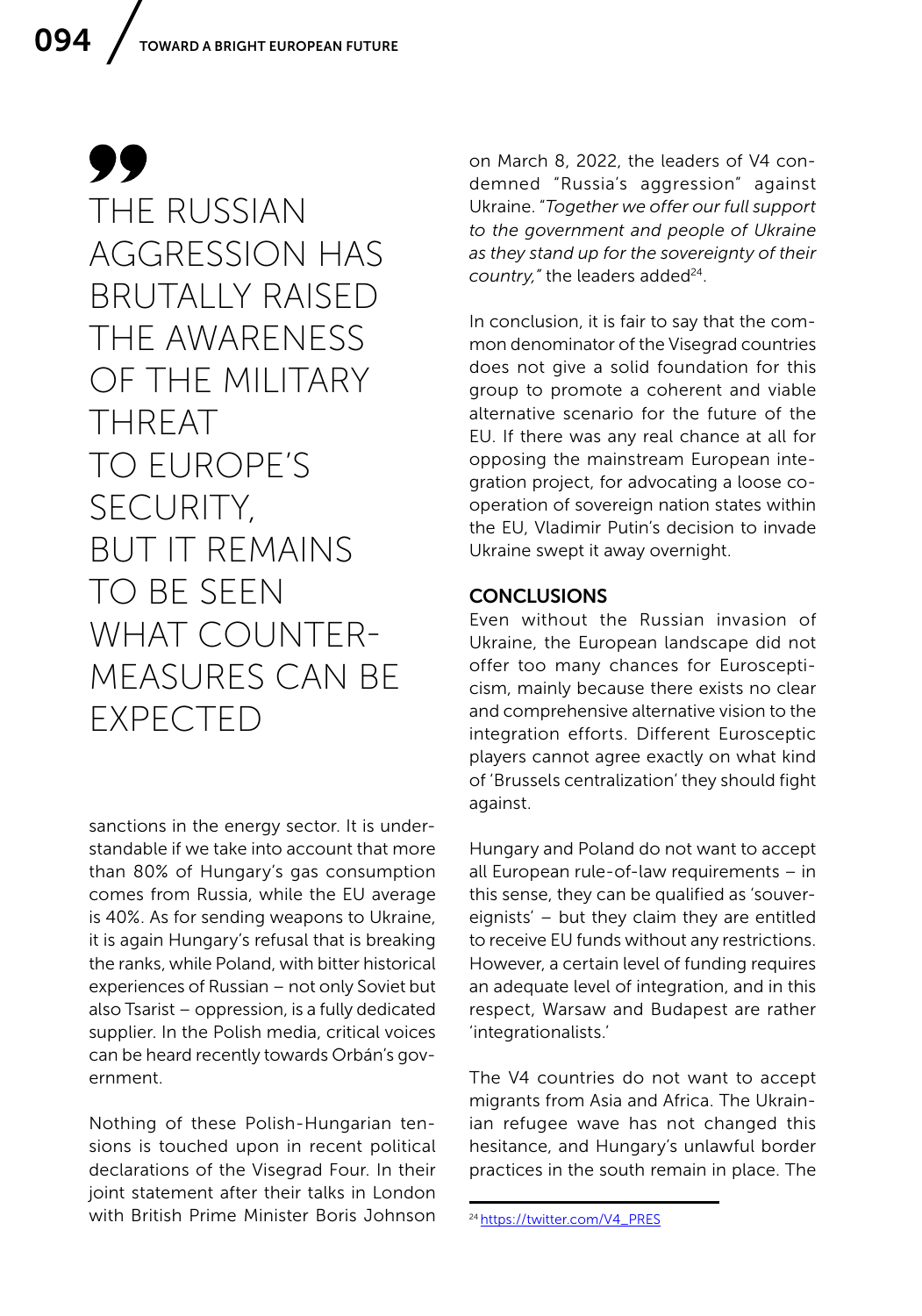> THE RUSSIAN AGGRESSION HAS BRUTALLY RAISED THE AWARENESS OF THE MILITARY THREAT TO EUROPE'S SECURITY, BUT IT REMAINS TO BE SEEN WHAT COUNTER-MEASURES CAN BE EXPECTED

sanctions in the energy sector. It is understandable if we take into account that more than 80% of Hungary's gas consumption comes from Russia, while the EU average is 40%. As for sending weapons to Ukraine, it is again Hungary's refusal that is breaking the ranks, while Poland, with bitter historical experiences of Russian – not only Soviet but also Tsarist – oppression, is a fully dedicated supplier. In the Polish media, critical voices can be heard recently towards Orbán's government.

Nothing of these Polish-Hungarian tensions is touched upon in recent political declarations of the Visegrad Four. In their joint statement after their talks in London with British Prime Minister Boris Johnson on March 8, 2022, the leaders of V4 condemned "Russia's aggression" against Ukraine. "*Together we offer our full support to the government and people of Ukraine as they stand up for the sovereignty of their country,*" the leaders added[24].

In conclusion, it is fair to say that the common denominator of the Visegrad countries does not give a solid foundation for this group to promote a coherent and viable alternative scenario for the future of the EU. If there was any real chance at all for opposing the mainstream European integration project, for advocating a loose cooperation of sovereign nation states within the EU, Vladimir Putin's decision to invade Ukraine swept it away overnight.

## CONCLUSIONS

Even without the Russian invasion of Ukraine, the European landscape did not offer too many chances for Euroscepticism, mainly because there exists no clear and comprehensive alternative vision to the integration efforts. Different Eurosceptic players cannot agree exactly on what kind of 'Brussels centralization' they should fight against.

Hungary and Poland do not want to accept all European rule-of-law requirements – in this sense, they can be qualified as 'souvereignists' – but they claim they are entitled to receive EU funds without any restrictions. However, a certain level of funding requires an adequate level of integration, and in this respect, Warsaw and Budapest are rather 'integrationalists.'

The V4 countries do not want to accept migrants from Asia and Africa. The Ukrainian refugee wave has not changed this hesitance, and Hungary's unlawful border practices in the south remain in place. The

[24] https://twitter.com/V4_PRES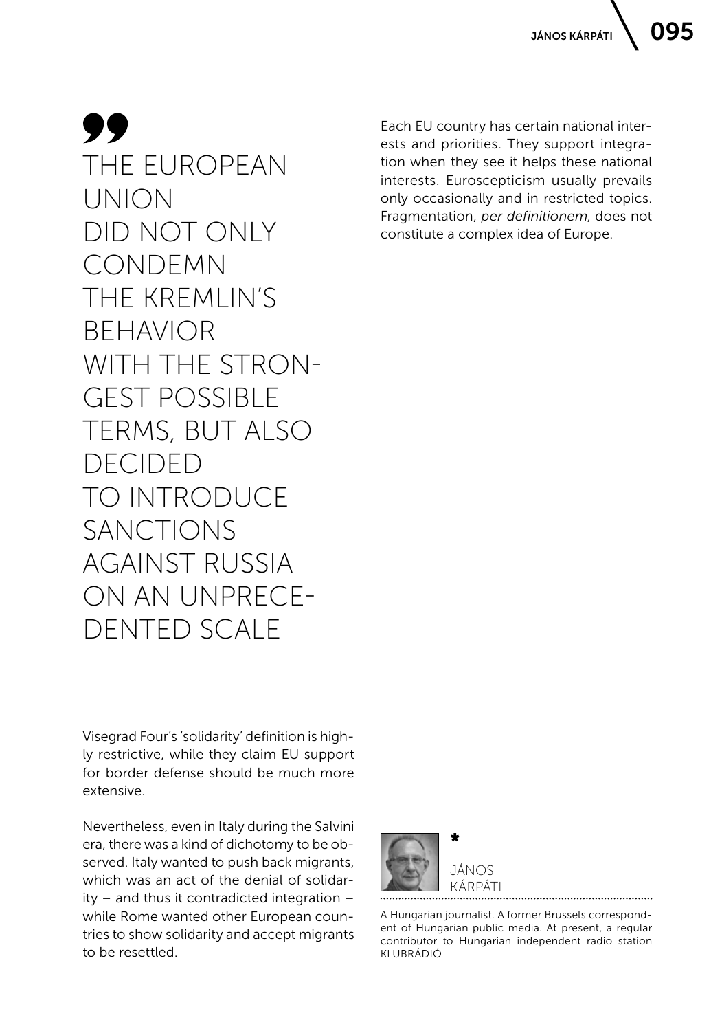> THE EUROPEAN UNION DID NOT ONLY CONDEMN THE KREMLIN'S BEHAVIOR WITH THE STRONGEST POSSIBLE TERMS, BUT ALSO DECIDED TO INTRODUCE SANCTIONS AGAINST RUSSIA ON AN UNPRECEDENTED SCALE

Visegrad Four's 'solidarity' definition is highly restrictive, while they claim EU support for border defense should be much more extensive.

Nevertheless, even in Italy during the Salvini era, there was a kind of dichotomy to be observed. Italy wanted to push back migrants, which was an act of the denial of solidarity – and thus it contradicted integration – while Rome wanted other European countries to show solidarity and accept migrants to be resettled.

Each EU country has certain national interests and priorities. They support integration when they see it helps these national interests. Euroscepticism usually prevails only occasionally and in restricted topics. Fragmentation, *per definitionem*, does not constitute a complex idea of Europe.

*

JÁNOS KÁRPÁTI

A Hungarian journalist. A former Brussels correspondent of Hungarian public media. At present, a regular contributor to Hungarian independent radio station KLUBRÁDIÓ